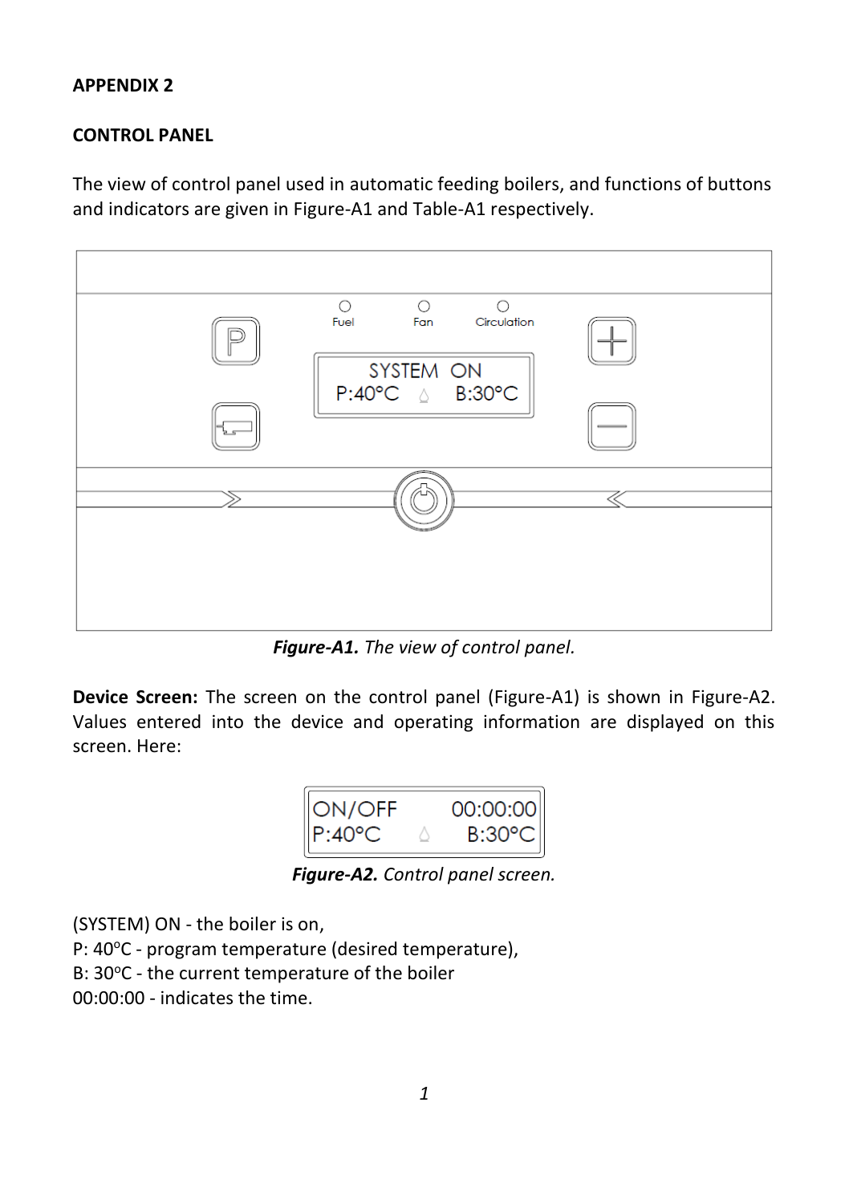**APPENDIX 2**

**CONTROL PANEL**

The view of control panel used in automatic feeding boilers, and functions of buttons and indicators are given in Figure-A1 and Table-A1 respectively.

***Figure-A1.*** *The view of control panel.*

**Device Screen:** The screen on the control panel (Figure-A1) is shown in Figure-A2. Values entered into the device and operating information are displayed on this screen. Here:

***Figure-A2.*** *Control panel screen.*

(SYSTEM) ON - the boiler is on,
P: 40°C - program temperature (desired temperature),
B: 30°C - the current temperature of the boiler
00:00:00 - indicates the time.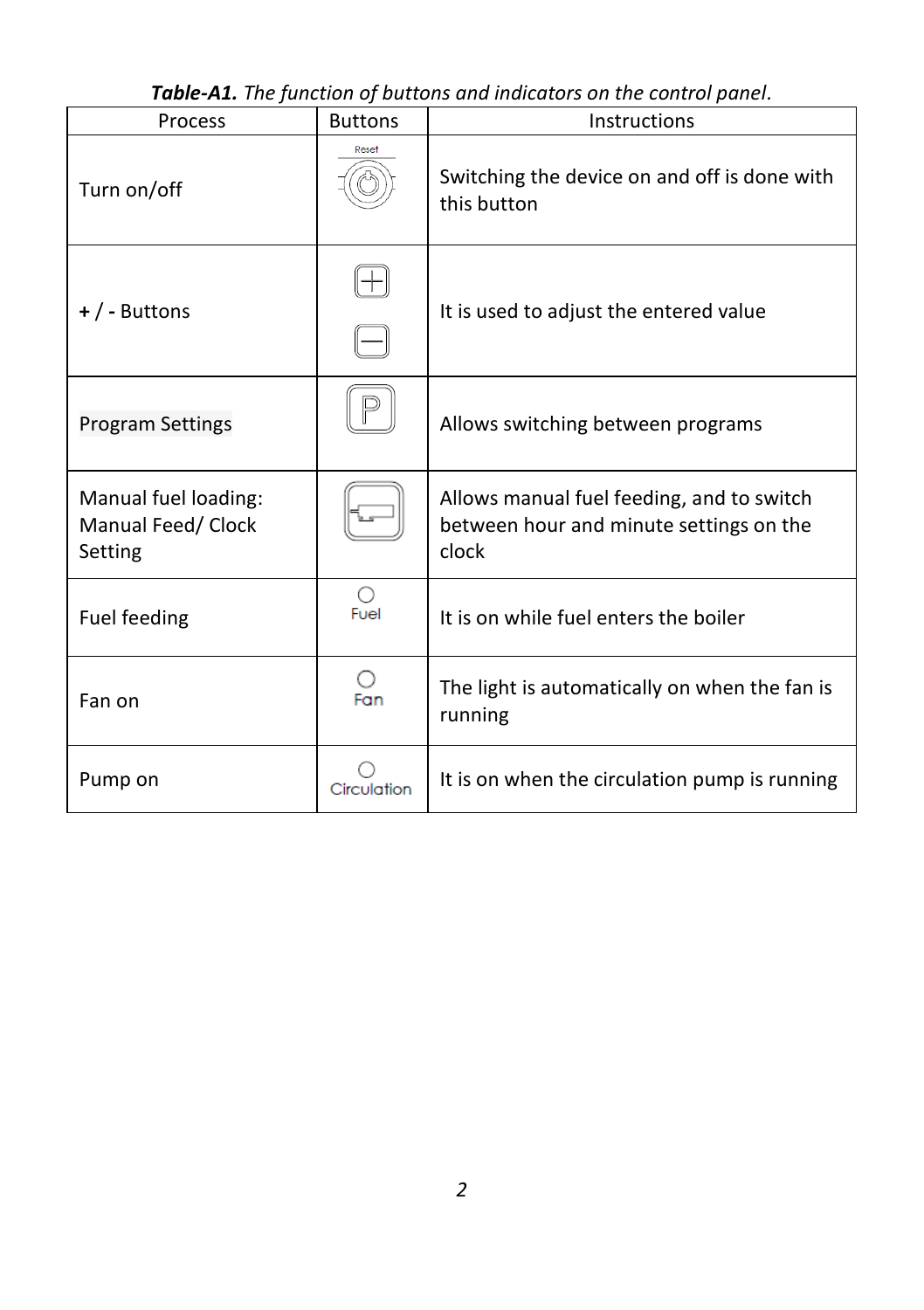***Table-A1.*** *The function of buttons and indicators on the control panel*.

| Process | Buttons | Instructions |
|---|---|---|
| Turn on/off | Reset | Switching the device on and off is done with this button |
| **+** / **-** Buttons | | It is used to adjust the entered value |
| Program Settings | P | Allows switching between programs |
| Manual fuel loading: Manual Feed/ Clock Setting | | Allows manual fuel feeding, and to switch between hour and minute settings on the clock |
| Fuel feeding | Fuel | It is on while fuel enters the boiler |
| Fan on | Fan | The light is automatically on when the fan is running |
| Pump on | Circulation | It is on when the circulation pump is running |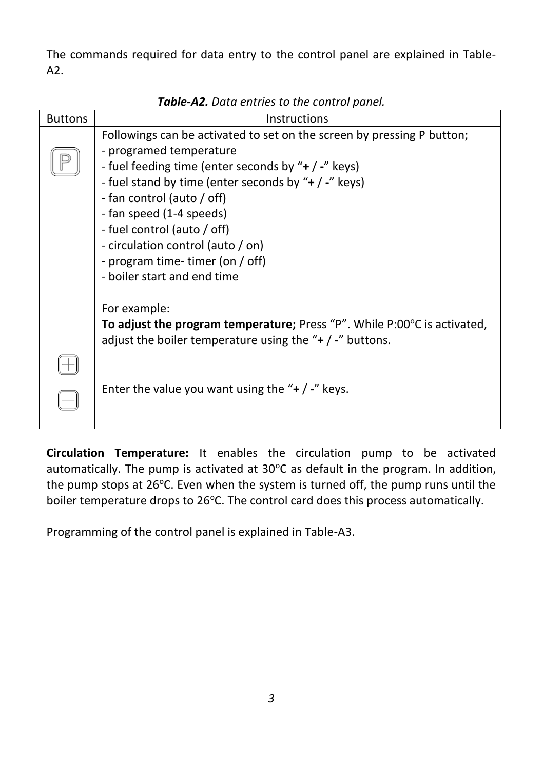The commands required for data entry to the control panel are explained in Table-A2.

***Table-A2.*** *Data entries to the control panel.*

| Buttons | Instructions |
| --- | --- |
| P | Followings can be activated to set on the screen by pressing P button;<br>- programed temperature<br>- fuel feeding time (enter seconds by "**+** / **-**" keys)<br>- fuel stand by time (enter seconds by "**+** / **-**" keys)<br>- fan control (auto / off)<br>- fan speed (1-4 speeds)<br>- fuel control (auto / off)<br>- circulation control (auto / on)<br>- program time- timer (on / off)<br>- boiler start and end time<br><br>For example:<br>**To adjust the program temperature;** Press "P". While P:00°C is activated, adjust the boiler temperature using the "**+** / **-**" buttons. |
| + <br> − | Enter the value you want using the "**+** / **-**" keys. |

**Circulation Temperature:** It enables the circulation pump to be activated automatically. The pump is activated at 30°C as default in the program. In addition, the pump stops at 26°C. Even when the system is turned off, the pump runs until the boiler temperature drops to 26°C. The control card does this process automatically.

Programming of the control panel is explained in Table-A3.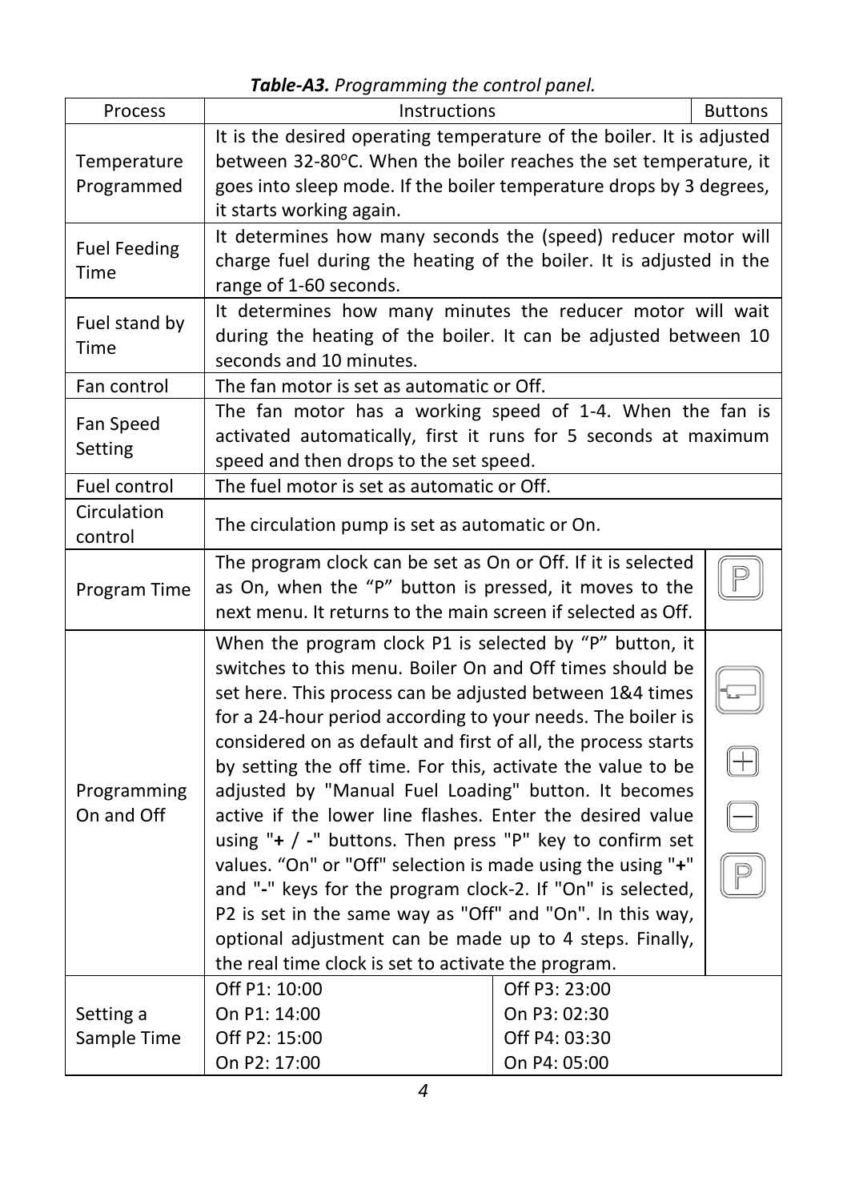***Table-A3.*** *Programming the control panel.*

| Process | Instructions | | Buttons |
|---|---|---|---|
| Temperature Programmed | It is the desired operating temperature of the boiler. It is adjusted between 32-80°C. When the boiler reaches the set temperature, it goes into sleep mode. If the boiler temperature drops by 3 degrees, it starts working again. | | |
| Fuel Feeding Time | It determines how many seconds the (speed) reducer motor will charge fuel during the heating of the boiler. It is adjusted in the range of 1-60 seconds. | | |
| Fuel stand by Time | It determines how many minutes the reducer motor will wait during the heating of the boiler. It can be adjusted between 10 seconds and 10 minutes. | | |
| Fan control | The fan motor is set as automatic or Off. | | |
| Fan Speed Setting | The fan motor has a working speed of 1-4. When the fan is activated automatically, first it runs for 5 seconds at maximum speed and then drops to the set speed. | | |
| Fuel control | The fuel motor is set as automatic or Off. | | |
| Circulation control | The circulation pump is set as automatic or On. | | |
| Program Time | The program clock can be set as On or Off. If it is selected as On, when the “P” button is pressed, it moves to the next menu. It returns to the main screen if selected as Off. | | P |
| Programming On and Off | When the program clock P1 is selected by “P” button, it switches to this menu. Boiler On and Off times should be set here. This process can be adjusted between 1&4 times for a 24-hour period according to your needs. The boiler is considered on as default and first of all, the process starts by setting the off time. For this, activate the value to be adjusted by "Manual Fuel Loading" button. It becomes active if the lower line flashes. Enter the desired value using "**+** / **-**" buttons. Then press "P" key to confirm set values. “On" or "Off" selection is made using the using "**+**" and "**-**" keys for the program clock-2. If "On" is selected, P2 is set in the same way as "Off" and "On". In this way, optional adjustment can be made up to 4 steps. Finally, the real time clock is set to activate the program. | | Manual Fuel Loading, +, −, P |
| Setting a Sample Time | Off P1: 10:00<br>On P1: 14:00<br>Off P2: 15:00<br>On P2: 17:00 | Off P3: 23:00<br>On P3: 02:30<br>Off P4: 03:30<br>On P4: 05:00 | |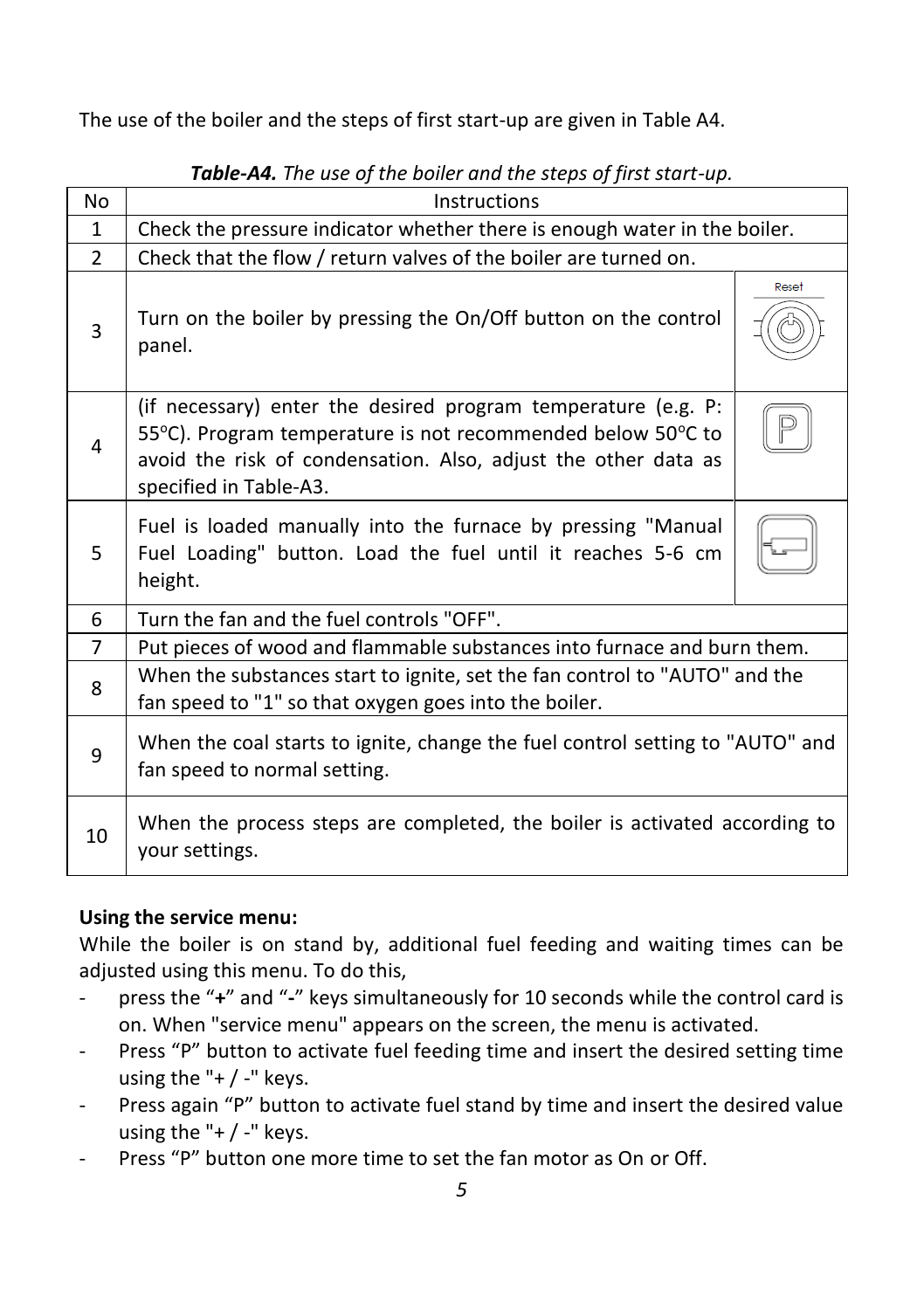The use of the boiler and the steps of first start-up are given in Table A4.

***Table-A4.*** *The use of the boiler and the steps of first start-up.*

| No | Instructions | |
|---|---|---|
| 1 | Check the pressure indicator whether there is enough water in the boiler. | |
| 2 | Check that the flow / return valves of the boiler are turned on. | |
| 3 | Turn on the boiler by pressing the On/Off button on the control panel. | Reset |
| 4 | (if necessary) enter the desired program temperature (e.g. P: 55°C). Program temperature is not recommended below 50°C to avoid the risk of condensation. Also, adjust the other data as specified in Table-A3. | P |
| 5 | Fuel is loaded manually into the furnace by pressing "Manual Fuel Loading" button. Load the fuel until it reaches 5-6 cm height. | |
| 6 | Turn the fan and the fuel controls "OFF". | |
| 7 | Put pieces of wood and flammable substances into furnace and burn them. | |
| 8 | When the substances start to ignite, set the fan control to "AUTO" and the fan speed to "1" so that oxygen goes into the boiler. | |
| 9 | When the coal starts to ignite, change the fuel control setting to "AUTO" and fan speed to normal setting. | |
| 10 | When the process steps are completed, the boiler is activated according to your settings. | |

**Using the service menu:**

While the boiler is on stand by, additional fuel feeding and waiting times can be adjusted using this menu. To do this,

- press the "**+**" and "**-**" keys simultaneously for 10 seconds while the control card is on. When "service menu" appears on the screen, the menu is activated.
- Press "P" button to activate fuel feeding time and insert the desired setting time using the "+ / -" keys.
- Press again "P" button to activate fuel stand by time and insert the desired value using the "+ / -" keys.
- Press "P" button one more time to set the fan motor as On or Off.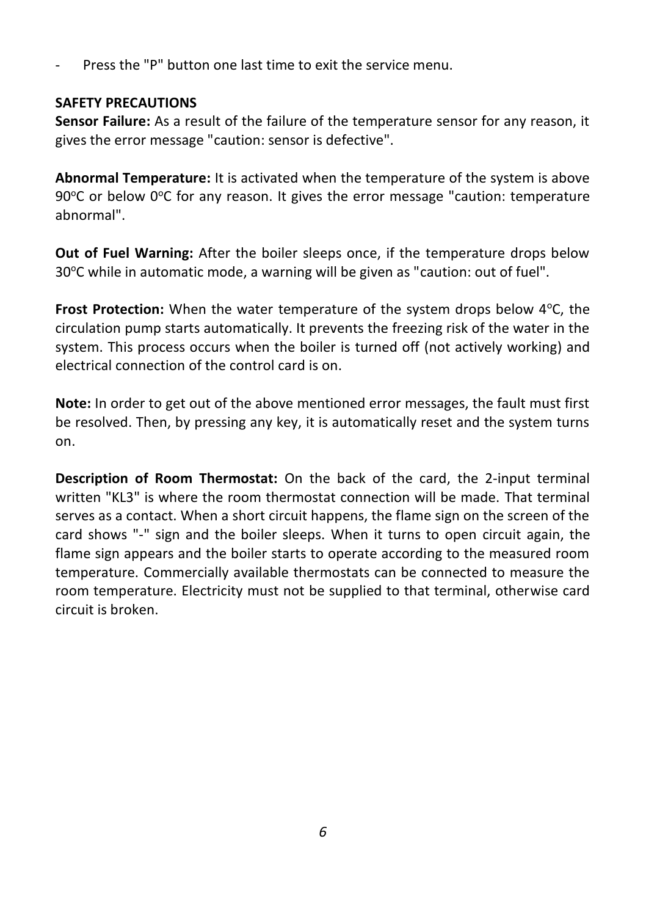- Press the "P" button one last time to exit the service menu.

**SAFETY PRECAUTIONS**

**Sensor Failure:** As a result of the failure of the temperature sensor for any reason, it gives the error message "caution: sensor is defective".

**Abnormal Temperature:** It is activated when the temperature of the system is above 90°C or below 0°C for any reason. It gives the error message "caution: temperature abnormal".

**Out of Fuel Warning:** After the boiler sleeps once, if the temperature drops below 30°C while in automatic mode, a warning will be given as "caution: out of fuel".

**Frost Protection:** When the water temperature of the system drops below 4°C, the circulation pump starts automatically. It prevents the freezing risk of the water in the system. This process occurs when the boiler is turned off (not actively working) and electrical connection of the control card is on.

**Note:** In order to get out of the above mentioned error messages, the fault must first be resolved. Then, by pressing any key, it is automatically reset and the system turns on.

**Description of Room Thermostat:** On the back of the card, the 2-input terminal written "KL3" is where the room thermostat connection will be made. That terminal serves as a contact. When a short circuit happens, the flame sign on the screen of the card shows "-" sign and the boiler sleeps. When it turns to open circuit again, the flame sign appears and the boiler starts to operate according to the measured room temperature. Commercially available thermostats can be connected to measure the room temperature. Electricity must not be supplied to that terminal, otherwise card circuit is broken.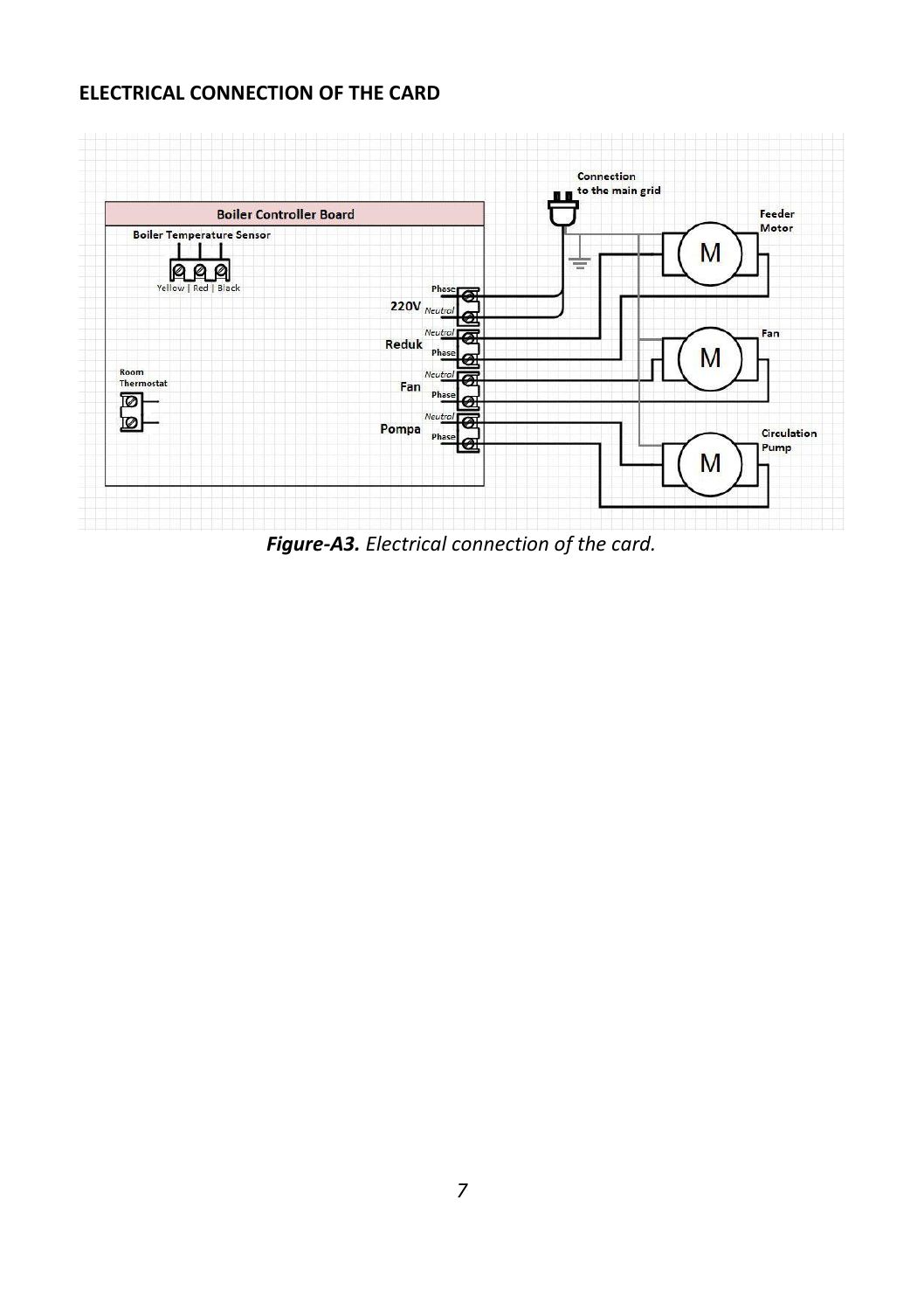## ELECTRICAL CONNECTION OF THE CARD

Boiler Controller Board

Boiler Temperature Sensor

Yellow | Red | Black

Room Thermostat

220V Phase Neutral

Reduk Neutral Phase

Fan Neutral Phase

Pompa Neutral Phase

Connection to the main grid

Feeder Motor

Fan

Circulation Pump

M

M

M

***Figure-A3.*** *Electrical connection of the card.*